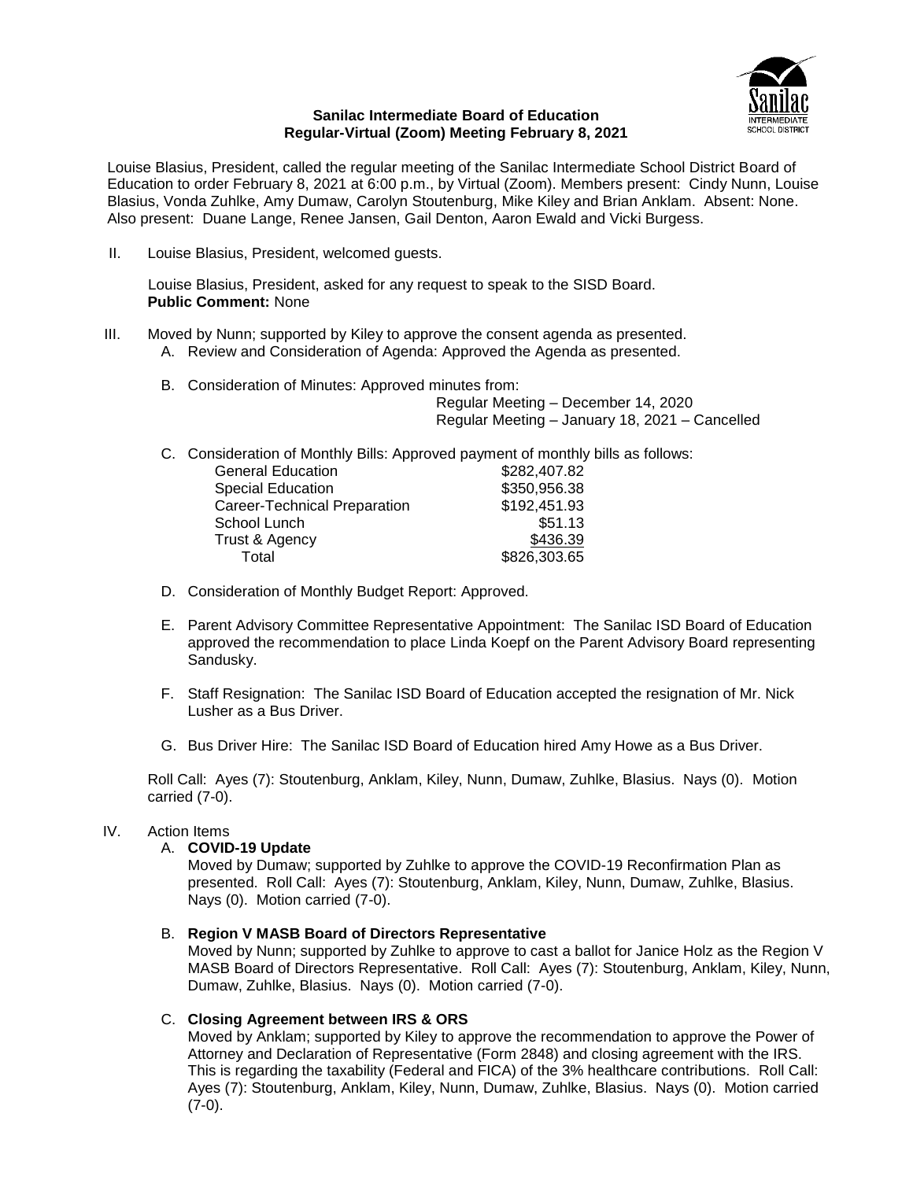**Sanilac Intermediate Board of Education**
**Regular-Virtual (Zoom) Meeting February 8, 2021**

Louise Blasius, President, called the regular meeting of the Sanilac Intermediate School District Board of Education to order February 8, 2021 at 6:00 p.m., by Virtual (Zoom). Members present: Cindy Nunn, Louise Blasius, Vonda Zuhlke, Amy Dumaw, Carolyn Stoutenburg, Mike Kiley and Brian Anklam. Absent: None. Also present: Duane Lange, Renee Jansen, Gail Denton, Aaron Ewald and Vicki Burgess.

II. Louise Blasius, President, welcomed guests.

Louise Blasius, President, asked for any request to speak to the SISD Board.
**Public Comment:** None

III. Moved by Nunn; supported by Kiley to approve the consent agenda as presented.

A. Review and Consideration of Agenda: Approved the Agenda as presented.

B. Consideration of Minutes: Approved minutes from:
Regular Meeting – December 14, 2020
Regular Meeting – January 18, 2021 – Cancelled

C. Consideration of Monthly Bills: Approved payment of monthly bills as follows:

| | |
|---|---|
| General Education | $282,407.82 |
| Special Education | $350,956.38 |
| Career-Technical Preparation | $192,451.93 |
| School Lunch | $51.13 |
| Trust & Agency | $436.39 |
| Total | $826,303.65 |

D. Consideration of Monthly Budget Report: Approved.

E. Parent Advisory Committee Representative Appointment: The Sanilac ISD Board of Education approved the recommendation to place Linda Koepf on the Parent Advisory Board representing Sandusky.

F. Staff Resignation: The Sanilac ISD Board of Education accepted the resignation of Mr. Nick Lusher as a Bus Driver.

G. Bus Driver Hire: The Sanilac ISD Board of Education hired Amy Howe as a Bus Driver.

Roll Call: Ayes (7): Stoutenburg, Anklam, Kiley, Nunn, Dumaw, Zuhlke, Blasius. Nays (0). Motion carried (7-0).

IV. Action Items

A. **COVID-19 Update**
Moved by Dumaw; supported by Zuhlke to approve the COVID-19 Reconfirmation Plan as presented. Roll Call: Ayes (7): Stoutenburg, Anklam, Kiley, Nunn, Dumaw, Zuhlke, Blasius. Nays (0). Motion carried (7-0).

B. **Region V MASB Board of Directors Representative**
Moved by Nunn; supported by Zuhlke to approve to cast a ballot for Janice Holz as the Region V MASB Board of Directors Representative. Roll Call: Ayes (7): Stoutenburg, Anklam, Kiley, Nunn, Dumaw, Zuhlke, Blasius. Nays (0). Motion carried (7-0).

C. **Closing Agreement between IRS & ORS**
Moved by Anklam; supported by Kiley to approve the recommendation to approve the Power of Attorney and Declaration of Representative (Form 2848) and closing agreement with the IRS. This is regarding the taxability (Federal and FICA) of the 3% healthcare contributions. Roll Call: Ayes (7): Stoutenburg, Anklam, Kiley, Nunn, Dumaw, Zuhlke, Blasius. Nays (0). Motion carried (7-0).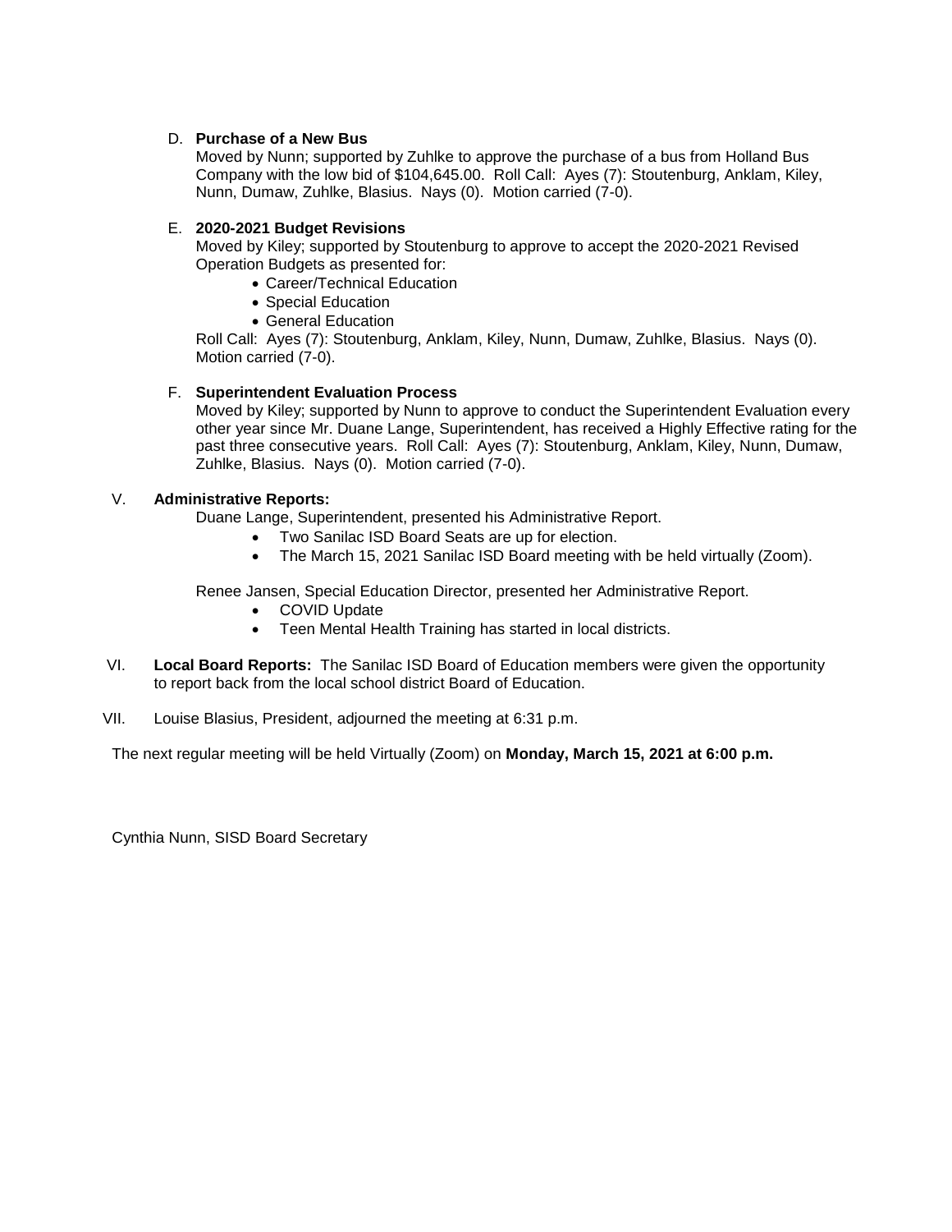D. **Purchase of a New Bus**
   Moved by Nunn; supported by Zuhlke to approve the purchase of a bus from Holland Bus Company with the low bid of $104,645.00. Roll Call: Ayes (7): Stoutenburg, Anklam, Kiley, Nunn, Dumaw, Zuhlke, Blasius. Nays (0). Motion carried (7-0).

E. **2020-2021 Budget Revisions**
   Moved by Kiley; supported by Stoutenburg to approve to accept the 2020-2021 Revised Operation Budgets as presented for:
   - Career/Technical Education
   - Special Education
   - General Education

   Roll Call: Ayes (7): Stoutenburg, Anklam, Kiley, Nunn, Dumaw, Zuhlke, Blasius. Nays (0). Motion carried (7-0).

F. **Superintendent Evaluation Process**
   Moved by Kiley; supported by Nunn to approve to conduct the Superintendent Evaluation every other year since Mr. Duane Lange, Superintendent, has received a Highly Effective rating for the past three consecutive years. Roll Call: Ayes (7): Stoutenburg, Anklam, Kiley, Nunn, Dumaw, Zuhlke, Blasius. Nays (0). Motion carried (7-0).

V. **Administrative Reports:**

Duane Lange, Superintendent, presented his Administrative Report.
- Two Sanilac ISD Board Seats are up for election.
- The March 15, 2021 Sanilac ISD Board meeting with be held virtually (Zoom).

Renee Jansen, Special Education Director, presented her Administrative Report.
- COVID Update
- Teen Mental Health Training has started in local districts.

VI. **Local Board Reports:** The Sanilac ISD Board of Education members were given the opportunity to report back from the local school district Board of Education.

VII. Louise Blasius, President, adjourned the meeting at 6:31 p.m.

The next regular meeting will be held Virtually (Zoom) on **Monday, March 15, 2021 at 6:00 p.m.**

Cynthia Nunn, SISD Board Secretary